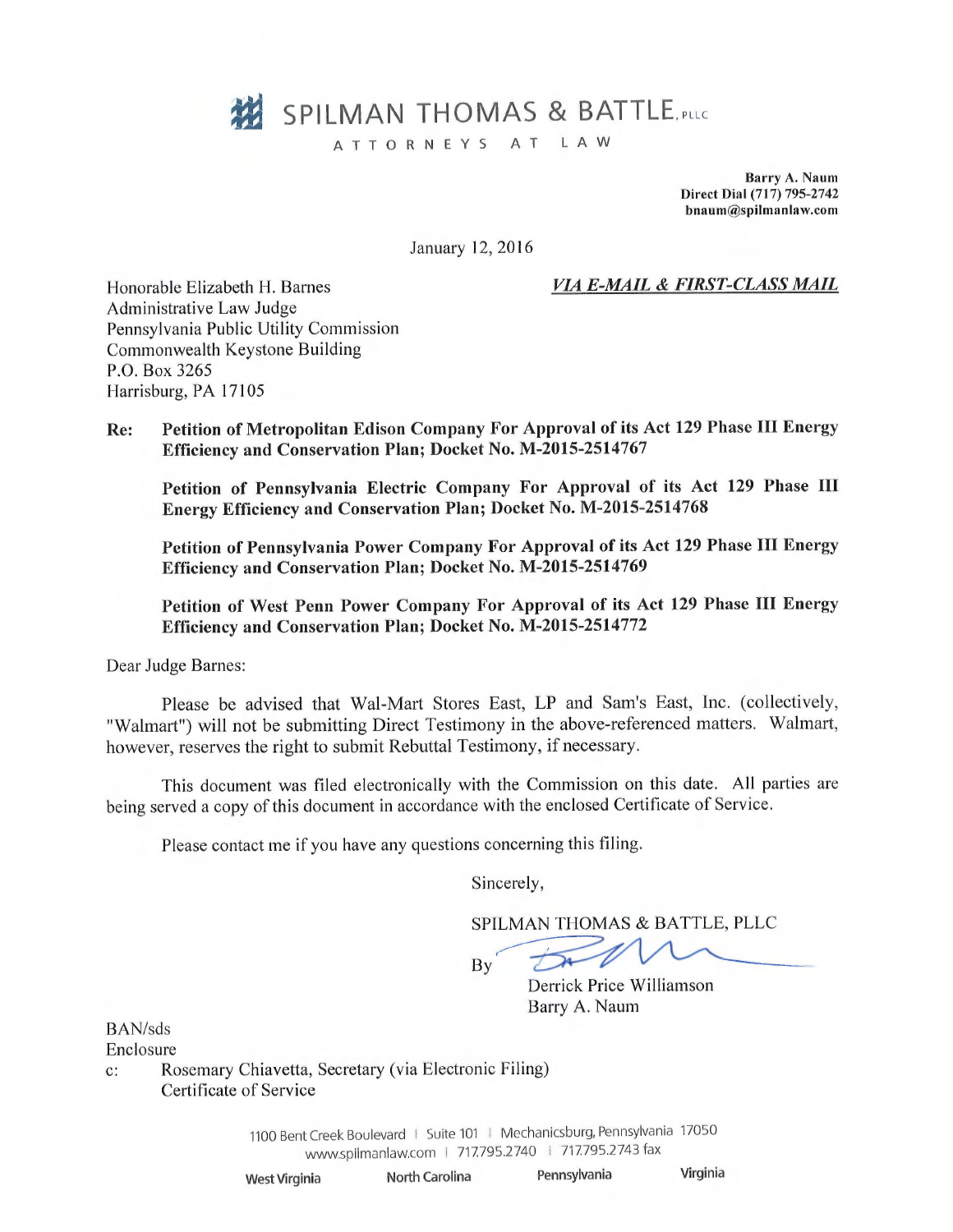# SPILMAN THOMAS & BATTLE, PLLC

ATTORNEYS AT LAW

**Barry A. Naum**
**Direct Dial (717) 795-2742**
**bnaum@spilmanlaw.com**

January 12, 2016

Honorable Elizabeth H. Barnes
Administrative Law Judge
Pennsylvania Public Utility Commission
Commonwealth Keystone Building
P.O. Box 3265
Harrisburg, PA 17105

***VIA E-MAIL & FIRST-CLASS MAIL***

**Re: Petition of Metropolitan Edison Company For Approval of its Act 129 Phase III Energy Efficiency and Conservation Plan; Docket No. M-2015-2514767**

**Petition of Pennsylvania Electric Company For Approval of its Act 129 Phase III Energy Efficiency and Conservation Plan; Docket No. M-2015-2514768**

**Petition of Pennsylvania Power Company For Approval of its Act 129 Phase III Energy Efficiency and Conservation Plan; Docket No. M-2015-2514769**

**Petition of West Penn Power Company For Approval of its Act 129 Phase III Energy Efficiency and Conservation Plan; Docket No. M-2015-2514772**

Dear Judge Barnes:

Please be advised that Wal-Mart Stores East, LP and Sam's East, Inc. (collectively, "Walmart") will not be submitting Direct Testimony in the above-referenced matters. Walmart, however, reserves the right to submit Rebuttal Testimony, if necessary.

This document was filed electronically with the Commission on this date. All parties are being served a copy of this document in accordance with the enclosed Certificate of Service.

Please contact me if you have any questions concerning this filing.

Sincerely,

SPILMAN THOMAS & BATTLE, PLLC

By
Derrick Price Williamson
Barry A. Naum

BAN/sds
Enclosure
c: Rosemary Chiavetta, Secretary (via Electronic Filing)
Certificate of Service

1100 Bent Creek Boulevard | Suite 101 | Mechanicsburg, Pennsylvania 17050
www.spilmanlaw.com | 717.795.2740 | 717.795.2743 fax

West Virginia | North Carolina | Pennsylvania | Virginia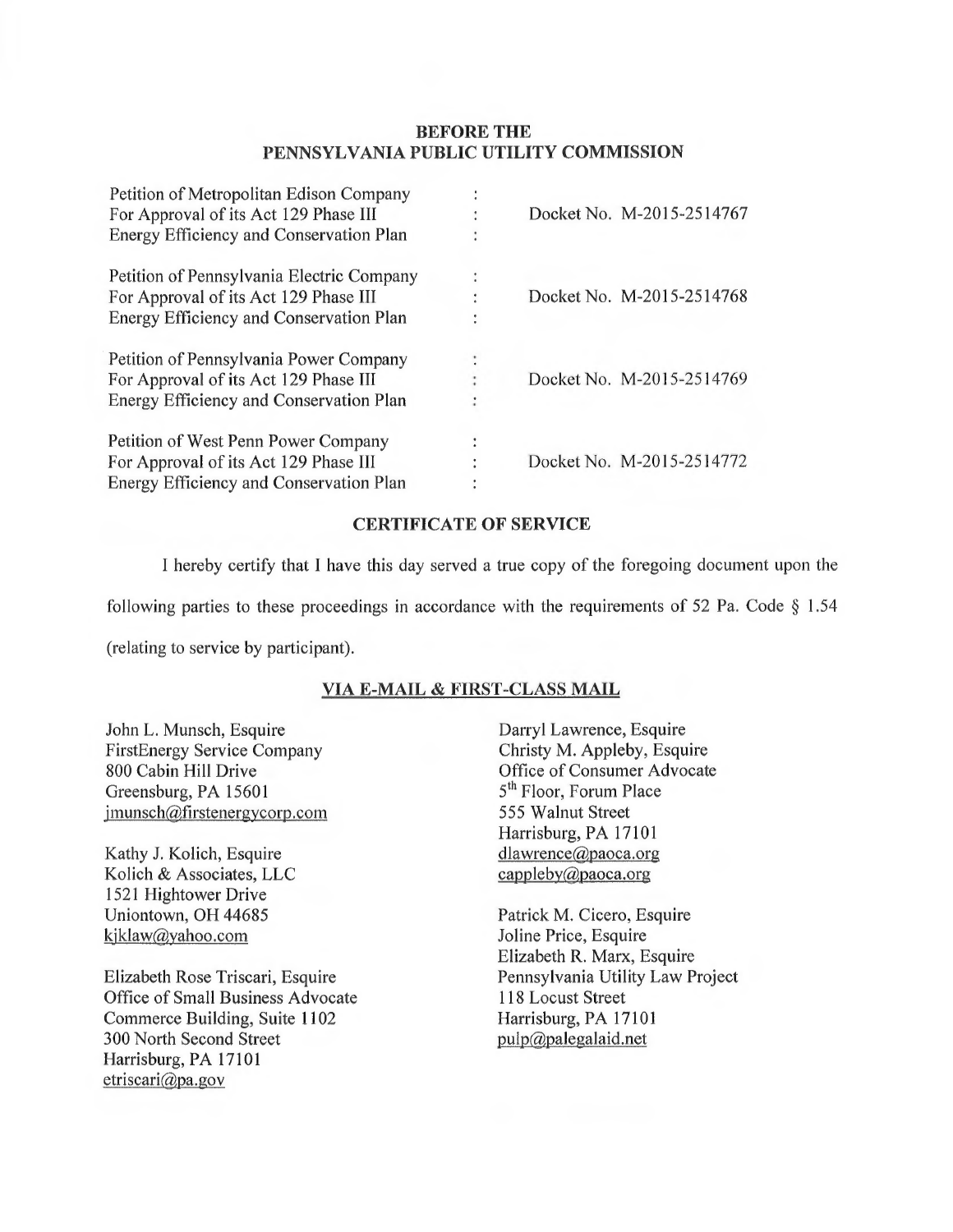**BEFORE THE**
**PENNSYLVANIA PUBLIC UTILITY COMMISSION**

| | | |
|---|---|---|
| Petition of Metropolitan Edison Company For Approval of its Act 129 Phase III Energy Efficiency and Conservation Plan | : | Docket No. M-2015-2514767 |
| Petition of Pennsylvania Electric Company For Approval of its Act 129 Phase III Energy Efficiency and Conservation Plan | : | Docket No. M-2015-2514768 |
| Petition of Pennsylvania Power Company For Approval of its Act 129 Phase III Energy Efficiency and Conservation Plan | : | Docket No. M-2015-2514769 |
| Petition of West Penn Power Company For Approval of its Act 129 Phase III Energy Efficiency and Conservation Plan | : | Docket No. M-2015-2514772 |

**CERTIFICATE OF SERVICE**

I hereby certify that I have this day served a true copy of the foregoing document upon the following parties to these proceedings in accordance with the requirements of 52 Pa. Code § 1.54 (relating to service by participant).

**VIA E-MAIL & FIRST-CLASS MAIL**

John L. Munsch, Esquire
FirstEnergy Service Company
800 Cabin Hill Drive
Greensburg, PA 15601
jmunsch@firstenergycorp.com

Kathy J. Kolich, Esquire
Kolich & Associates, LLC
1521 Hightower Drive
Uniontown, OH 44685
kjklaw@yahoo.com

Elizabeth Rose Triscari, Esquire
Office of Small Business Advocate
Commerce Building, Suite 1102
300 North Second Street
Harrisburg, PA 17101
etriscari@pa.gov

Darryl Lawrence, Esquire
Christy M. Appleby, Esquire
Office of Consumer Advocate
5th Floor, Forum Place
555 Walnut Street
Harrisburg, PA 17101
dlawrence@paoca.org
cappleby@paoca.org

Patrick M. Cicero, Esquire
Joline Price, Esquire
Elizabeth R. Marx, Esquire
Pennsylvania Utility Law Project
118 Locust Street
Harrisburg, PA 17101
pulp@palegalaid.net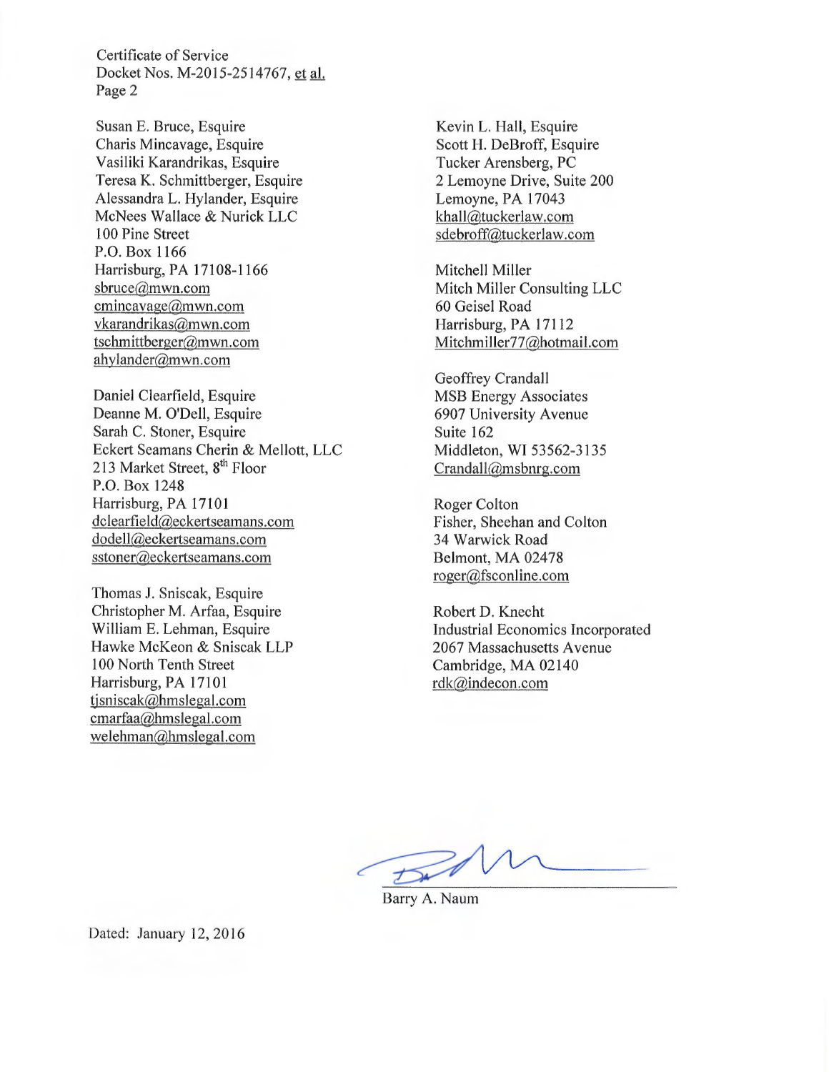Certificate of Service
Docket Nos. M-2015-2514767, et al.

Susan E. Bruce, Esquire
Charis Mincavage, Esquire
Vasiliki Karandrikas, Esquire
Teresa K. Schmittberger, Esquire
Alessandra L. Hylander, Esquire
McNees Wallace & Nurick LLC
100 Pine Street
P.O. Box 1166
Harrisburg, PA 17108-1166
sbruce@mwn.com
cmincavage@mwn.com
vkarandrikas@mwn.com
tschmittberger@mwn.com
ahylander@mwn.com

Daniel Clearfield, Esquire
Deanne M. O'Dell, Esquire
Sarah C. Stoner, Esquire
Eckert Seamans Cherin & Mellott, LLC
213 Market Street, 8th Floor
P.O. Box 1248
Harrisburg, PA 17101
dclearfield@eckertseamans.com
dodell@eckertseamans.com
sstoner@eckertseamans.com

Thomas J. Sniscak, Esquire
Christopher M. Arfaa, Esquire
William E. Lehman, Esquire
Hawke McKeon & Sniscak LLP
100 North Tenth Street
Harrisburg, PA 17101
tjsniscak@hmslegal.com
cmarfaa@hmslegal.com
welehman@hmslegal.com

Kevin L. Hall, Esquire
Scott H. DeBroff, Esquire
Tucker Arensberg, PC
2 Lemoyne Drive, Suite 200
Lemoyne, PA 17043
khall@tuckerlaw.com
sdebroff@tuckerlaw.com

Mitchell Miller
Mitch Miller Consulting LLC
60 Geisel Road
Harrisburg, PA 17112
Mitchmiller77@hotmail.com

Geoffrey Crandall
MSB Energy Associates
6907 University Avenue
Suite 162
Middleton, WI 53562-3135
Crandall@msbnrg.com

Roger Colton
Fisher, Sheehan and Colton
34 Warwick Road
Belmont, MA 02478
roger@fsconline.com

Robert D. Knecht
Industrial Economics Incorporated
2067 Massachusetts Avenue
Cambridge, MA 02140
rdk@indecon.com

Barry A. Naum

Dated: January 12, 2016